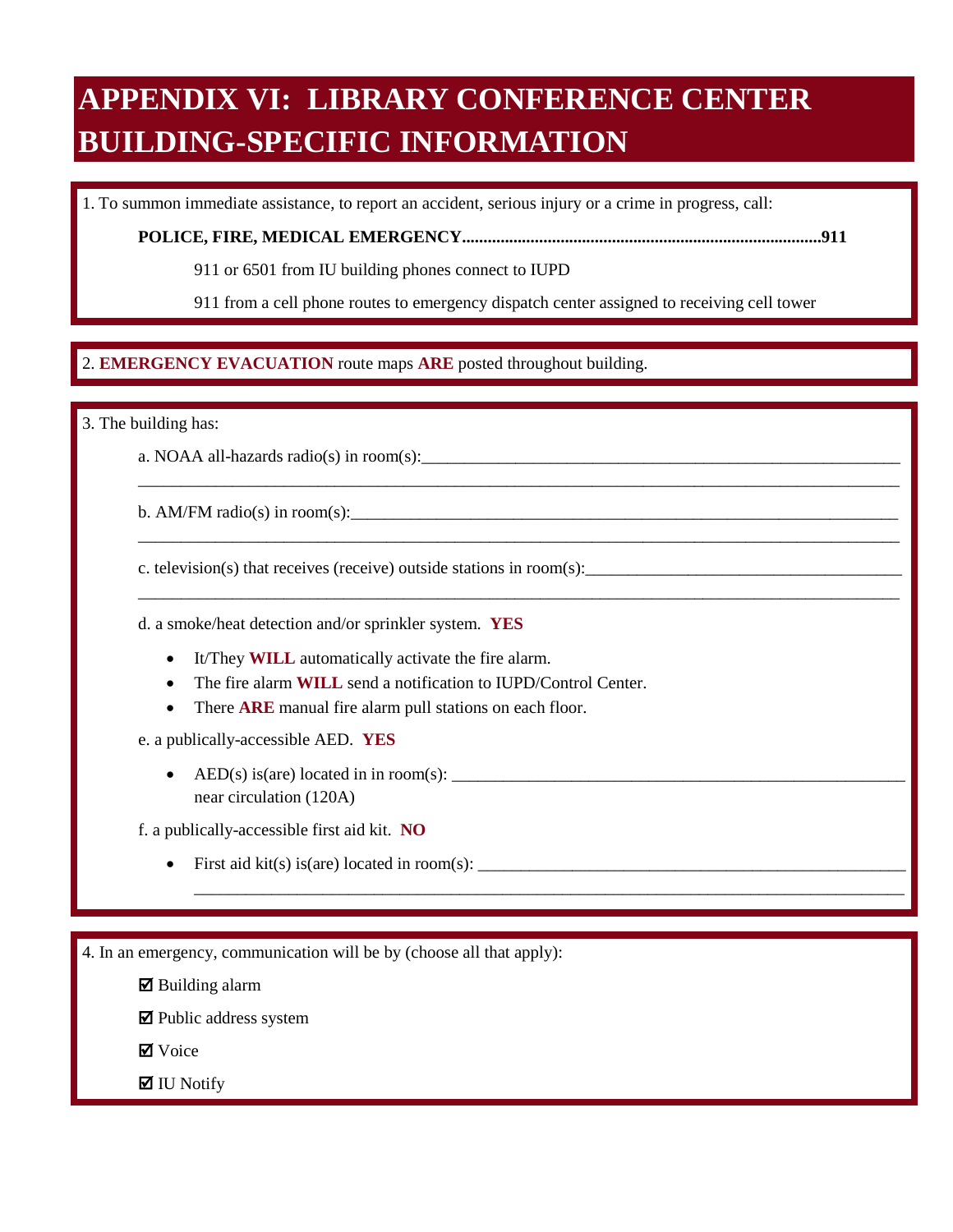# APPENDIX VI: LIBRARY CONFERENCE CENTER BUILDING-SPECIFIC INFORMATION

1. To summon immediate assistance, to report an accident, serious injury or a crime in progress, call:

**POLICE, FIRE, MEDICAL EMERGENCY....................................................................................911**

911 or 6501 from IU building phones connect to IUPD

911 from a cell phone routes to emergency dispatch center assigned to receiving cell tower

2. **EMERGENCY EVACUATION** route maps **ARE** posted throughout building.

3. The building has:

a. NOAA all-hazards radio(s) in room(s):____________________________________________________________
______________________________________________________________________________________________

b. AM/FM radio(s) in room(s):____________________________________________________________________
______________________________________________________________________________________________

c. television(s) that receives (receive) outside stations in room(s):______________________________________
______________________________________________________________________________________________

d. a smoke/heat detection and/or sprinkler system. **YES**

- It/They **WILL** automatically activate the fire alarm.
- The fire alarm **WILL** send a notification to IUPD/Control Center.
- There **ARE** manual fire alarm pull stations on each floor.

e. a publically-accessible AED. **YES**

- AED(s) is(are) located in in room(s): ______________________________________________________
  near circulation (120A)

f. a publically-accessible first aid kit. **NO**

- First aid kit(s) is(are) located in room(s): ___________________________________________________
  ________________________________________________________________________________________

4. In an emergency, communication will be by (choose all that apply):

☑ Building alarm

☑ Public address system

☑ Voice

☑ IU Notify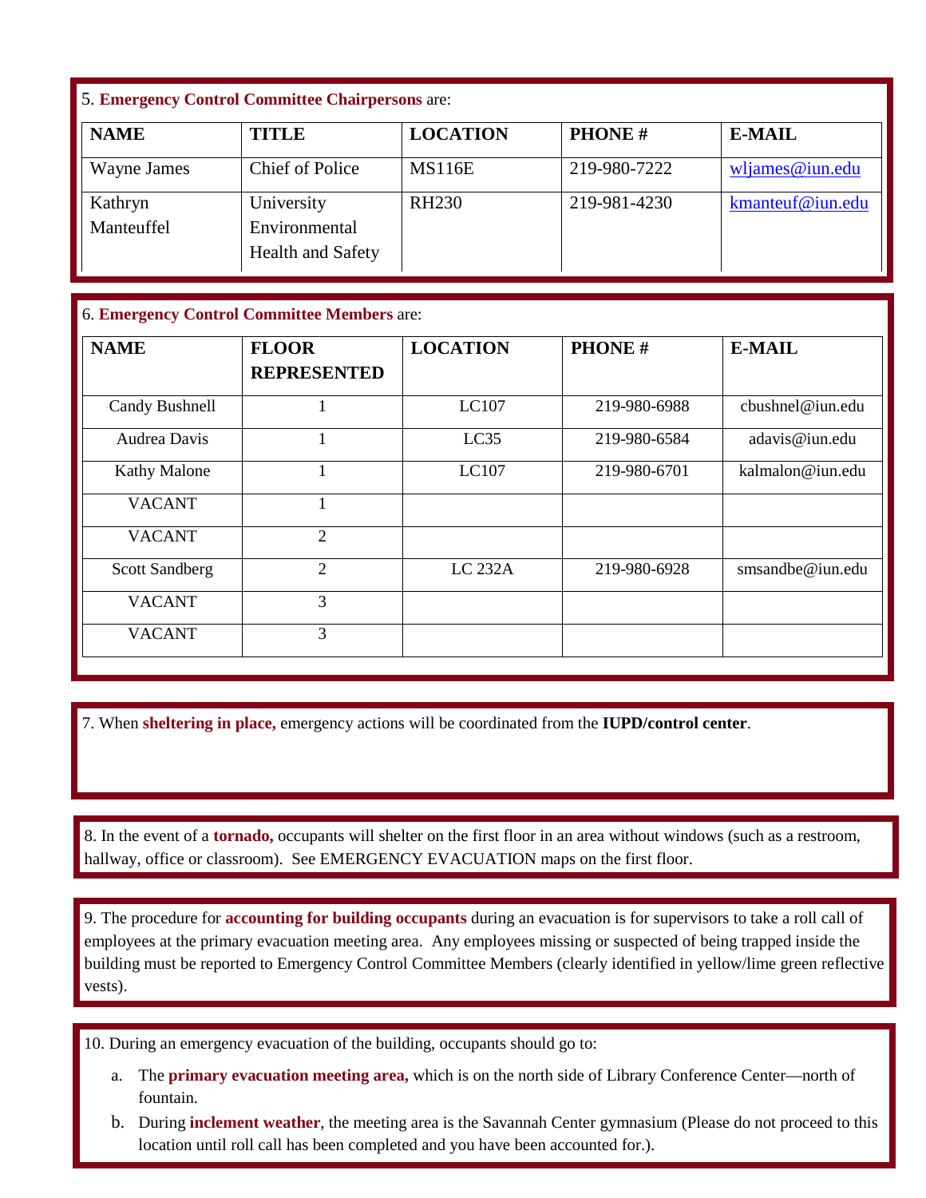5. **Emergency Control Committee Chairpersons** are:

| NAME | TITLE | LOCATION | PHONE # | E-MAIL |
|---|---|---|---|---|
| Wayne James | Chief of Police | MS116E | 219-980-7222 | wljames@iun.edu |
| Kathryn Manteuffel | University Environmental Health and Safety | RH230 | 219-981-4230 | kmanteuf@iun.edu |

6. **Emergency Control Committee Members** are:

| NAME | FLOOR REPRESENTED | LOCATION | PHONE # | E-MAIL |
|---|---|---|---|---|
| Candy Bushnell | 1 | LC107 | 219-980-6988 | cbushnel@iun.edu |
| Audrea Davis | 1 | LC35 | 219-980-6584 | adavis@iun.edu |
| Kathy Malone | 1 | LC107 | 219-980-6701 | kalmalon@iun.edu |
| VACANT | 1 | | | |
| VACANT | 2 | | | |
| Scott Sandberg | 2 | LC 232A | 219-980-6928 | smsandbe@iun.edu |
| VACANT | 3 | | | |
| VACANT | 3 | | | |

7. When **sheltering in place,** emergency actions will be coordinated from the **IUPD/control center**.

8. In the event of a **tornado,** occupants will shelter on the first floor in an area without windows (such as a restroom, hallway, office or classroom). See EMERGENCY EVACUATION maps on the first floor.

9. The procedure for **accounting for building occupants** during an evacuation is for supervisors to take a roll call of employees at the primary evacuation meeting area. Any employees missing or suspected of being trapped inside the building must be reported to Emergency Control Committee Members (clearly identified in yellow/lime green reflective vests).

10. During an emergency evacuation of the building, occupants should go to:

a. The **primary evacuation meeting area,** which is on the north side of Library Conference Center—north of fountain.

b. During **inclement weather**, the meeting area is the Savannah Center gymnasium (Please do not proceed to this location until roll call has been completed and you have been accounted for.).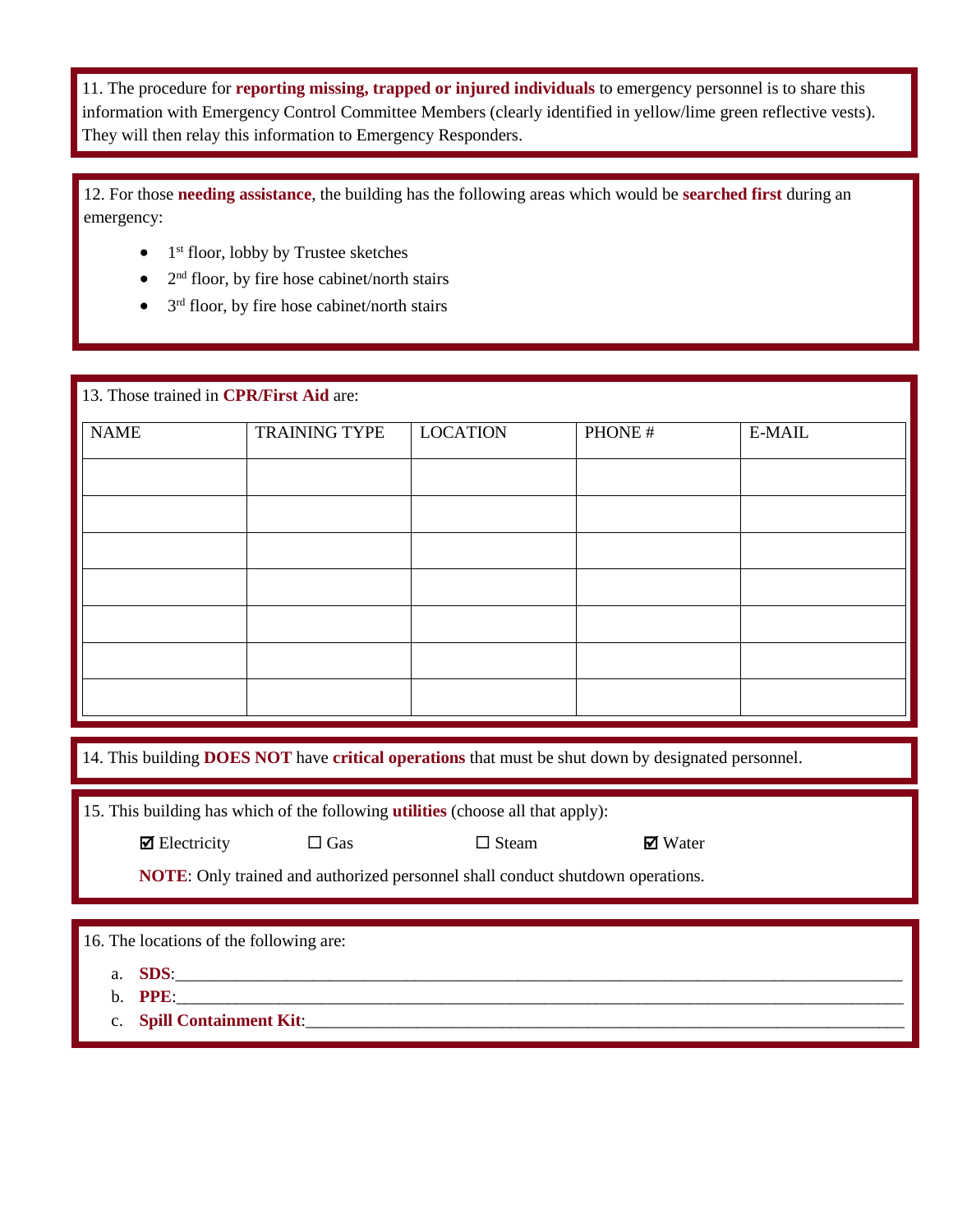11. The procedure for **reporting missing, trapped or injured individuals** to emergency personnel is to share this information with Emergency Control Committee Members (clearly identified in yellow/lime green reflective vests). They will then relay this information to Emergency Responders.

12. For those **needing assistance**, the building has the following areas which would be **searched first** during an emergency:

- 1st floor, lobby by Trustee sketches
- 2nd floor, by fire hose cabinet/north stairs
- 3rd floor, by fire hose cabinet/north stairs

13. Those trained in **CPR/First Aid** are:

| NAME | TRAINING TYPE | LOCATION | PHONE # | E-MAIL |
|---|---|---|---|---|
| | | | | |
| | | | | |
| | | | | |
| | | | | |
| | | | | |
| | | | | |
| | | | | |

14. This building **DOES NOT** have **critical operations** that must be shut down by designated personnel.

15. This building has which of the following **utilities** (choose all that apply):

☑ Electricity ☐ Gas ☐ Steam ☑ Water

**NOTE**: Only trained and authorized personnel shall conduct shutdown operations.

16. The locations of the following are:

a. **SDS**:\_\_\_\_\_\_\_\_\_\_\_\_\_\_\_\_\_\_\_\_\_\_\_\_\_\_\_\_\_\_\_\_\_\_\_\_\_\_\_\_\_\_\_\_
b. **PPE**:\_\_\_\_\_\_\_\_\_\_\_\_\_\_\_\_\_\_\_\_\_\_\_\_\_\_\_\_\_\_\_\_\_\_\_\_\_\_\_\_\_\_\_\_
c. **Spill Containment Kit**:\_\_\_\_\_\_\_\_\_\_\_\_\_\_\_\_\_\_\_\_\_\_\_\_\_\_\_\_\_\_\_\_\_\_\_\_